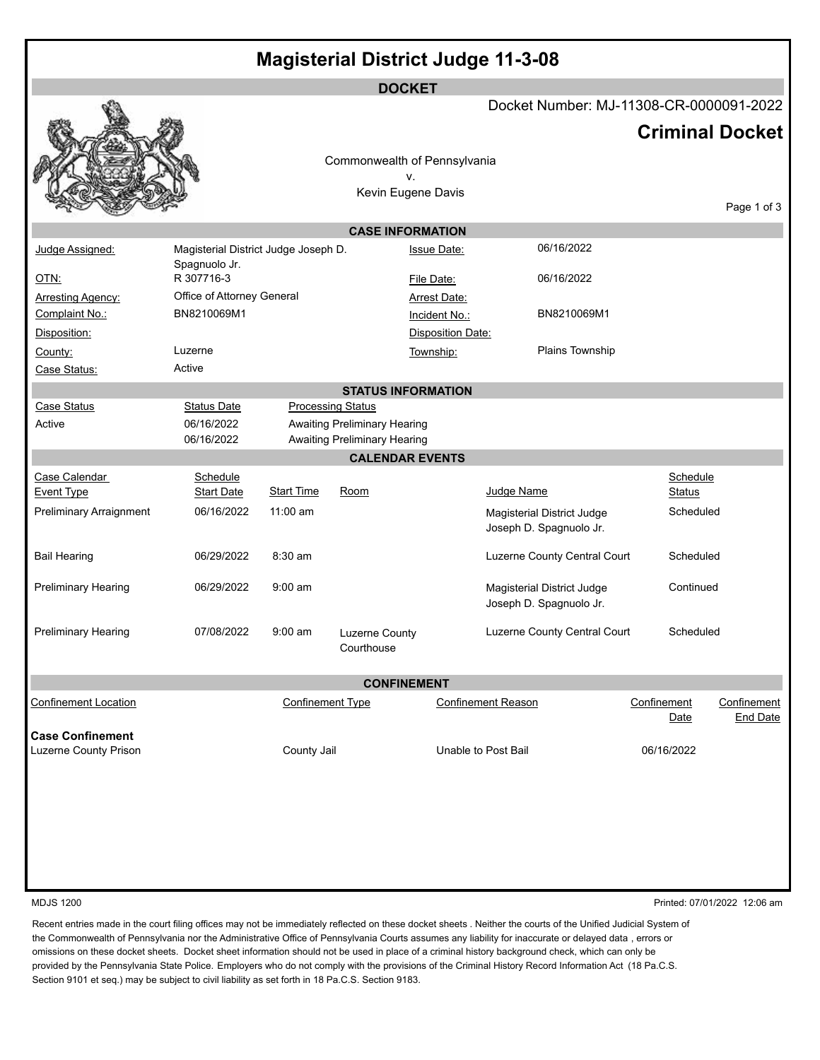# Magisterial District Judge 11-3-08

## DOCKET

Docket Number: MJ-11308-CR-0000091-2022

## Criminal Docket

Commonwealth of Pennsylvania
v.
Kevin Eugene Davis

### CASE INFORMATION

| | | | |
|---|---|---|---|
| Judge Assigned: | Magisterial District Judge Joseph D. Spagnuolo Jr. | Issue Date: | 06/16/2022 |
| OTN: | R 307716-3 | File Date: | 06/16/2022 |
| Arresting Agency: | Office of Attorney General | Arrest Date: | |
| Complaint No.: | BN8210069M1 | Incident No.: | BN8210069M1 |
| Disposition: | | Disposition Date: | |
| County: | Luzerne | Township: | Plains Township |
| Case Status: | Active | | |

### STATUS INFORMATION

| Case Status | Status Date | Processing Status |
|---|---|---|
| Active | 06/16/2022 | Awaiting Preliminary Hearing |
| | 06/16/2022 | Awaiting Preliminary Hearing |

### CALENDAR EVENTS

| Case Calendar Event Type | Schedule Start Date | Start Time | Room | Judge Name | Schedule Status |
|---|---|---|---|---|---|
| Preliminary Arraignment | 06/16/2022 | 11:00 am | | Magisterial District Judge Joseph D. Spagnuolo Jr. | Scheduled |
| Bail Hearing | 06/29/2022 | 8:30 am | | Luzerne County Central Court | Scheduled |
| Preliminary Hearing | 06/29/2022 | 9:00 am | | Magisterial District Judge Joseph D. Spagnuolo Jr. | Continued |
| Preliminary Hearing | 07/08/2022 | 9:00 am | Luzerne County Courthouse | Luzerne County Central Court | Scheduled |

### CONFINEMENT

| Confinement Location | Confinement Type | Confinement Reason | Confinement Date | Confinement End Date |
|---|---|---|---|---|
| **Case Confinement** | | | | |
| Luzerne County Prison | County Jail | Unable to Post Bail | 06/16/2022 | |

MDJS 1200

Printed: 07/01/2022 12:06 am

Recent entries made in the court filing offices may not be immediately reflected on these docket sheets . Neither the courts of the Unified Judicial System of the Commonwealth of Pennsylvania nor the Administrative Office of Pennsylvania Courts assumes any liability for inaccurate or delayed data , errors or omissions on these docket sheets. Docket sheet information should not be used in place of a criminal history background check, which can only be provided by the Pennsylvania State Police. Employers who do not comply with the provisions of the Criminal History Record Information Act (18 Pa.C.S. Section 9101 et seq.) may be subject to civil liability as set forth in 18 Pa.C.S. Section 9183.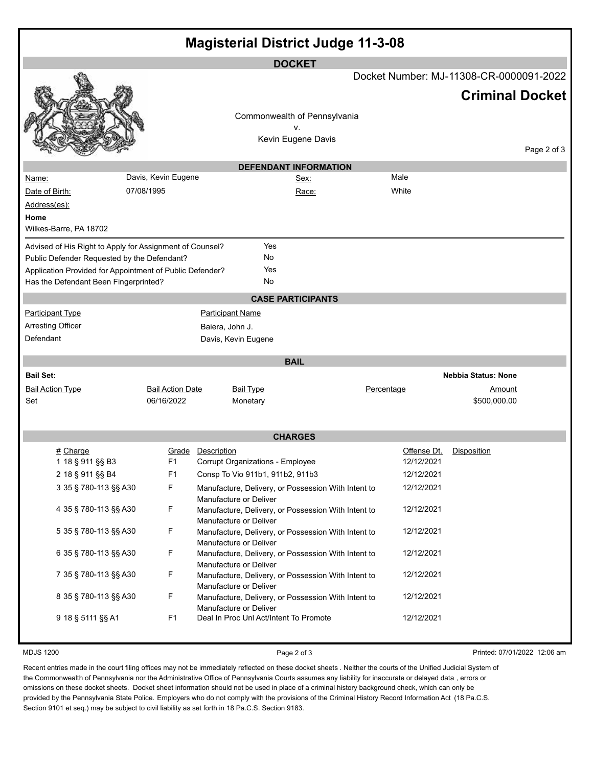# Magisterial District Judge 11-3-08

## DOCKET

Docket Number: MJ-11308-CR-0000091-2022

**Criminal Docket**

Commonwealth of Pennsylvania
v.
Kevin Eugene Davis

### DEFENDANT INFORMATION

| | | | |
|---|---|---|---|
| Name: | Davis, Kevin Eugene | Sex: | Male |
| Date of Birth: | 07/08/1995 | Race: | White |

Address(es):

**Home**
Wilkes-Barre, PA 18702

| | |
|---|---|
| Advised of His Right to Apply for Assignment of Counsel? | Yes |
| Public Defender Requested by the Defendant? | No |
| Application Provided for Appointment of Public Defender? | Yes |
| Has the Defendant Been Fingerprinted? | No |

### CASE PARTICIPANTS

| Participant Type | Participant Name |
|---|---|
| Arresting Officer | Baiera, John J. |
| Defendant | Davis, Kevin Eugene |

### BAIL

**Bail Set:** **Nebbia Status: None**

| Bail Action Type | Bail Action Date | Bail Type | Percentage | Amount |
|---|---|---|---|---|
| Set | 06/16/2022 | Monetary | | $500,000.00 |

### CHARGES

| # | Charge | Grade | Description | Offense Dt. | Disposition |
|---|---|---|---|---|---|
| 1 | 18 § 911 §§ B3 | F1 | Corrupt Organizations - Employee | 12/12/2021 | |
| 2 | 18 § 911 §§ B4 | F1 | Consp To Vio 911b1, 911b2, 911b3 | 12/12/2021 | |
| 3 | 35 § 780-113 §§ A30 | F | Manufacture, Delivery, or Possession With Intent to Manufacture or Deliver | 12/12/2021 | |
| 4 | 35 § 780-113 §§ A30 | F | Manufacture, Delivery, or Possession With Intent to Manufacture or Deliver | 12/12/2021 | |
| 5 | 35 § 780-113 §§ A30 | F | Manufacture, Delivery, or Possession With Intent to Manufacture or Deliver | 12/12/2021 | |
| 6 | 35 § 780-113 §§ A30 | F | Manufacture, Delivery, or Possession With Intent to Manufacture or Deliver | 12/12/2021 | |
| 7 | 35 § 780-113 §§ A30 | F | Manufacture, Delivery, or Possession With Intent to Manufacture or Deliver | 12/12/2021 | |
| 8 | 35 § 780-113 §§ A30 | F | Manufacture, Delivery, or Possession With Intent to Manufacture or Deliver | 12/12/2021 | |
| 9 | 18 § 5111 §§ A1 | F1 | Deal In Proc Unl Act/Intent To Promote | 12/12/2021 | |

MDJS 1200

Printed: 07/01/2022 12:06 am

Recent entries made in the court filing offices may not be immediately reflected on these docket sheets . Neither the courts of the Unified Judicial System of the Commonwealth of Pennsylvania nor the Administrative Office of Pennsylvania Courts assumes any liability for inaccurate or delayed data , errors or omissions on these docket sheets. Docket sheet information should not be used in place of a criminal history background check, which can only be provided by the Pennsylvania State Police. Employers who do not comply with the provisions of the Criminal History Record Information Act (18 Pa.C.S. Section 9101 et seq.) may be subject to civil liability as set forth in 18 Pa.C.S. Section 9183.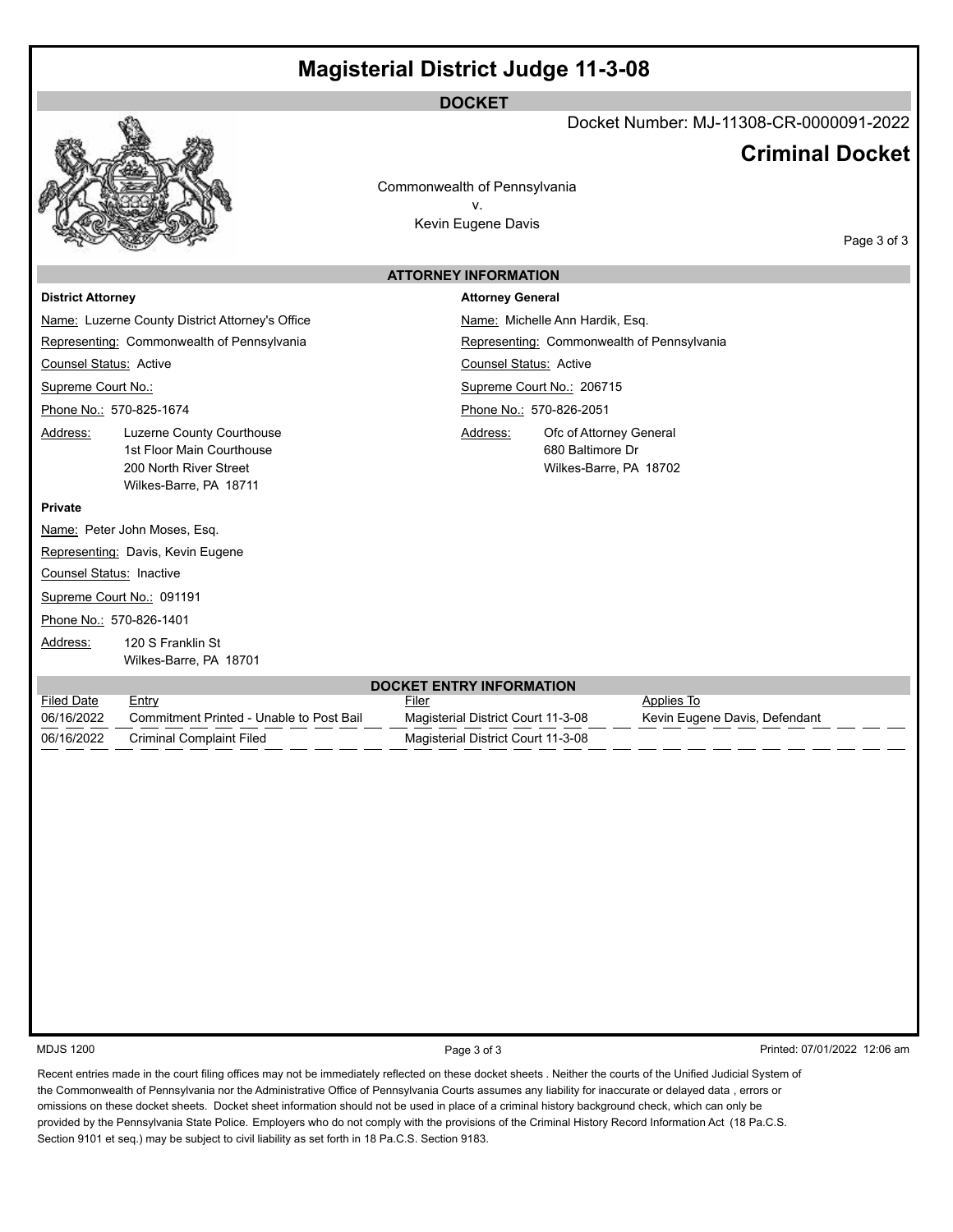# Magisterial District Judge 11-3-08

## DOCKET

Docket Number: MJ-11308-CR-0000091-2022

## Criminal Docket

Commonwealth of Pennsylvania
v.
Kevin Eugene Davis

### ATTORNEY INFORMATION

**District Attorney**

Name: Luzerne County District Attorney's Office
Representing: Commonwealth of Pennsylvania
Counsel Status: Active
Supreme Court No.:
Phone No.: 570-825-1674
Address: Luzerne County Courthouse
1st Floor Main Courthouse
200 North River Street
Wilkes-Barre, PA 18711

**Attorney General**

Name: Michelle Ann Hardik, Esq.
Representing: Commonwealth of Pennsylvania
Counsel Status: Active
Supreme Court No.: 206715
Phone No.: 570-826-2051
Address: Ofc of Attorney General
680 Baltimore Dr
Wilkes-Barre, PA 18702

**Private**

Name: Peter John Moses, Esq.
Representing: Davis, Kevin Eugene
Counsel Status: Inactive
Supreme Court No.: 091191
Phone No.: 570-826-1401
Address: 120 S Franklin St
Wilkes-Barre, PA 18701

### DOCKET ENTRY INFORMATION

| Filed Date | Entry | Filer | Applies To |
|---|---|---|---|
| 06/16/2022 | Commitment Printed - Unable to Post Bail | Magisterial District Court 11-3-08 | Kevin Eugene Davis, Defendant |
| 06/16/2022 | Criminal Complaint Filed | Magisterial District Court 11-3-08 | |

MDJS 1200

Printed: 07/01/2022 12:06 am

Recent entries made in the court filing offices may not be immediately reflected on these docket sheets . Neither the courts of the Unified Judicial System of the Commonwealth of Pennsylvania nor the Administrative Office of Pennsylvania Courts assumes any liability for inaccurate or delayed data , errors or omissions on these docket sheets. Docket sheet information should not be used in place of a criminal history background check, which can only be provided by the Pennsylvania State Police. Employers who do not comply with the provisions of the Criminal History Record Information Act (18 Pa.C.S. Section 9101 et seq.) may be subject to civil liability as set forth in 18 Pa.C.S. Section 9183.